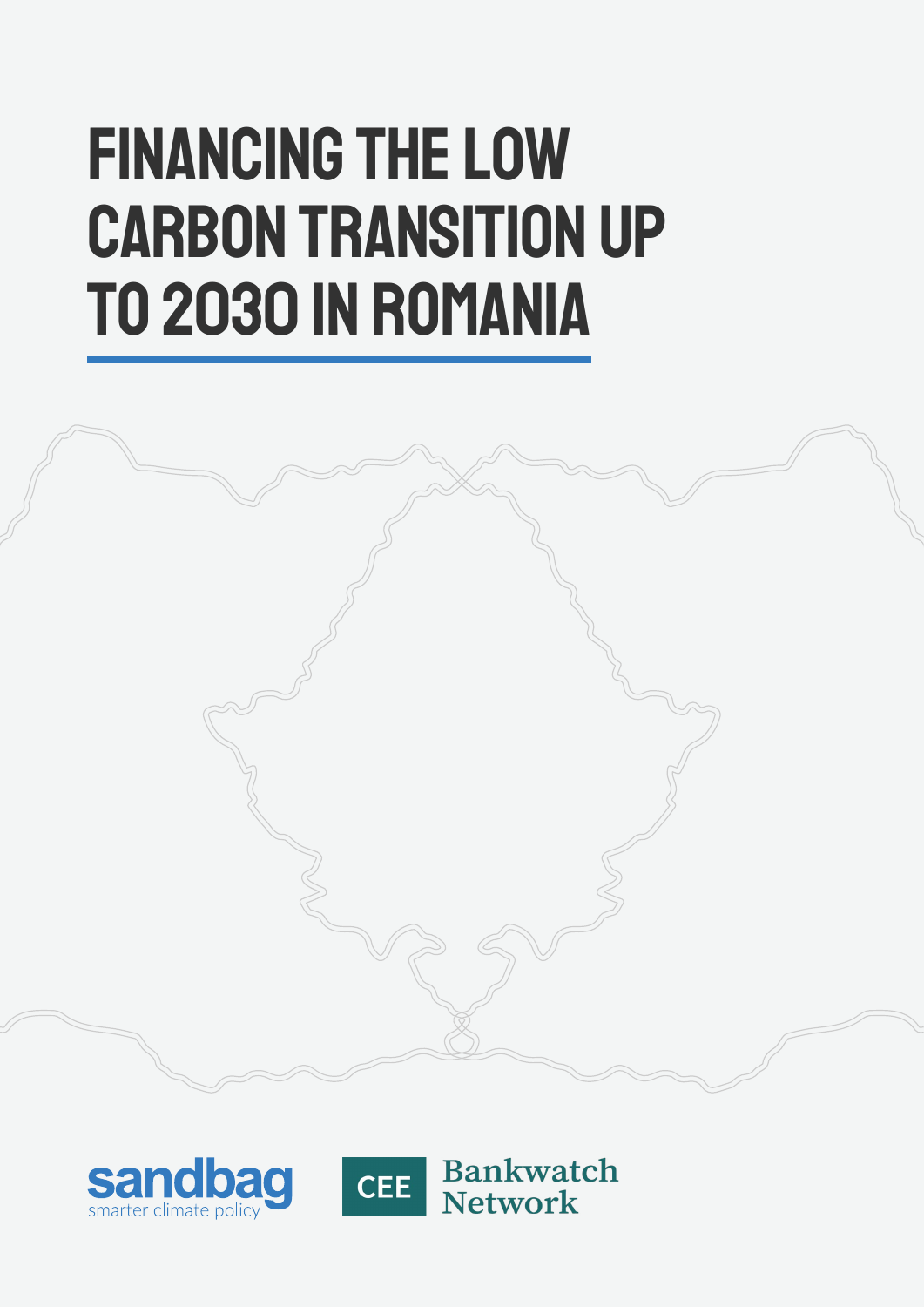# FINANCING THE LOW CARBON TRANSITION UP TO 2030 IN ROMANIA

sandbag
smarter climate policy

CEE Bankwatch Network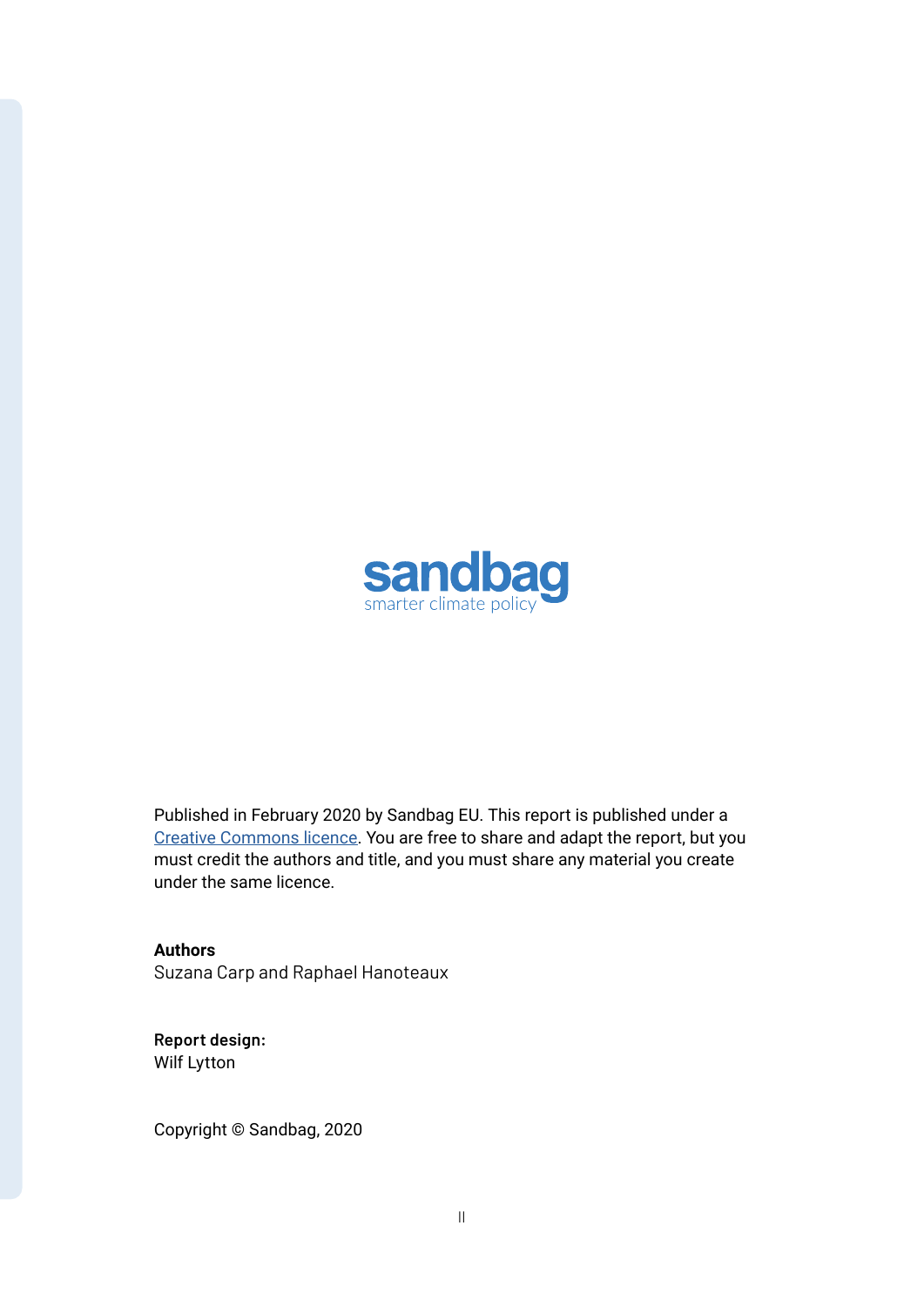sandbag
smarter climate policy

Published in February 2020 by Sandbag EU. This report is published under a [Creative Commons licence](). You are free to share and adapt the report, but you must credit the authors and title, and you must share any material you create under the same licence.

**Authors**
Suzana Carp and Raphael Hanoteaux

**Report design:**
Wilf Lytton

Copyright © Sandbag, 2020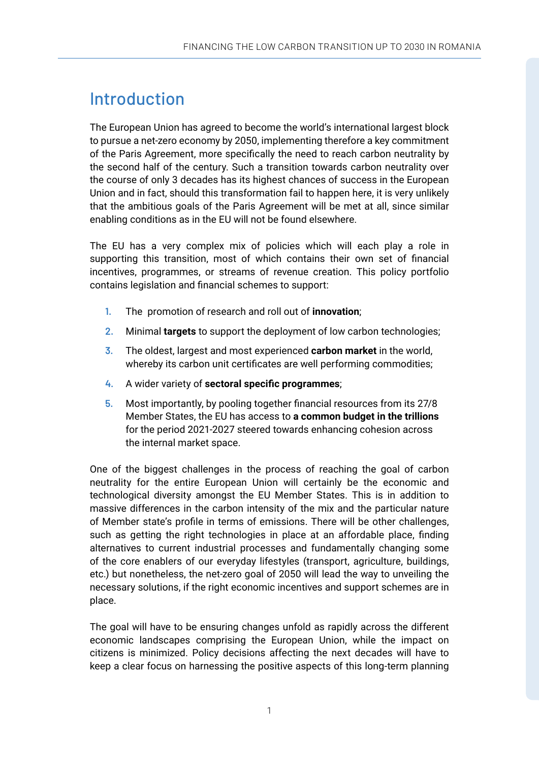# Introduction

The European Union has agreed to become the world's international largest block to pursue a net-zero economy by 2050, implementing therefore a key commitment of the Paris Agreement, more specifically the need to reach carbon neutrality by the second half of the century. Such a transition towards carbon neutrality over the course of only 3 decades has its highest chances of success in the European Union and in fact, should this transformation fail to happen here, it is very unlikely that the ambitious goals of the Paris Agreement will be met at all, since similar enabling conditions as in the EU will not be found elsewhere.

The EU has a very complex mix of policies which will each play a role in supporting this transition, most of which contains their own set of financial incentives, programmes, or streams of revenue creation. This policy portfolio contains legislation and financial schemes to support:

1. The promotion of research and roll out of **innovation**;
2. Minimal **targets** to support the deployment of low carbon technologies;
3. The oldest, largest and most experienced **carbon market** in the world, whereby its carbon unit certificates are well performing commodities;
4. A wider variety of **sectoral specific programmes**;
5. Most importantly, by pooling together financial resources from its 27/8 Member States, the EU has access to **a common budget in the trillions** for the period 2021-2027 steered towards enhancing cohesion across the internal market space.

One of the biggest challenges in the process of reaching the goal of carbon neutrality for the entire European Union will certainly be the economic and technological diversity amongst the EU Member States. This is in addition to massive differences in the carbon intensity of the mix and the particular nature of Member state's profile in terms of emissions. There will be other challenges, such as getting the right technologies in place at an affordable place, finding alternatives to current industrial processes and fundamentally changing some of the core enablers of our everyday lifestyles (transport, agriculture, buildings, etc.) but nonetheless, the net-zero goal of 2050 will lead the way to unveiling the necessary solutions, if the right economic incentives and support schemes are in place.

The goal will have to be ensuring changes unfold as rapidly across the different economic landscapes comprising the European Union, while the impact on citizens is minimized. Policy decisions affecting the next decades will have to keep a clear focus on harnessing the positive aspects of this long-term planning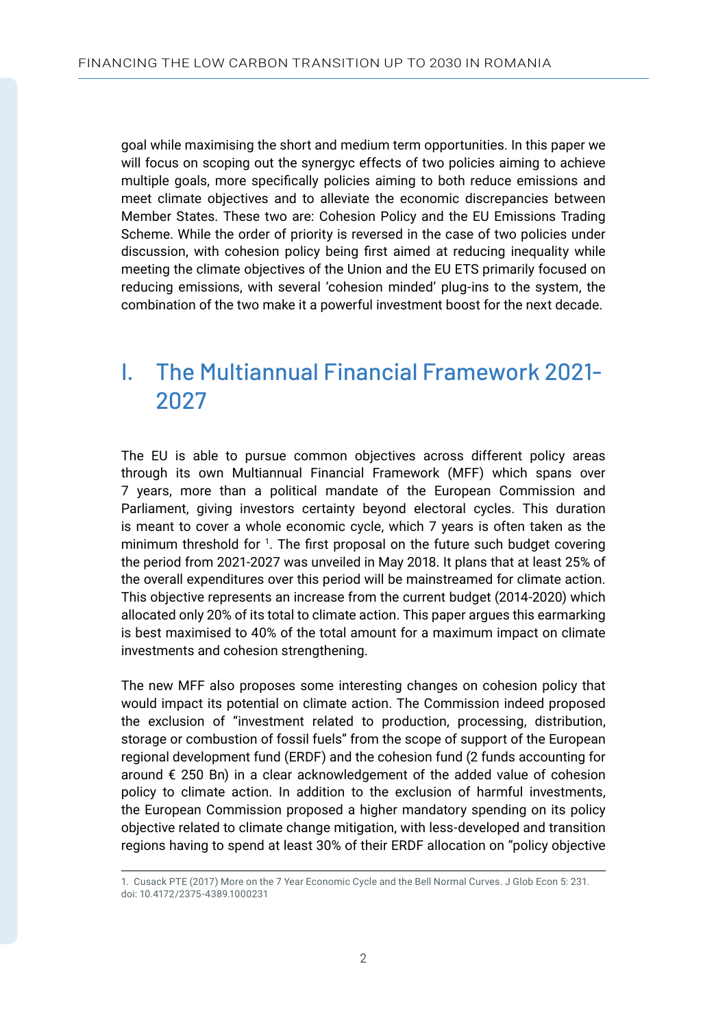goal while maximising the short and medium term opportunities. In this paper we will focus on scoping out the synergyc effects of two policies aiming to achieve multiple goals, more specifically policies aiming to both reduce emissions and meet climate objectives and to alleviate the economic discrepancies between Member States. These two are: Cohesion Policy and the EU Emissions Trading Scheme. While the order of priority is reversed in the case of two policies under discussion, with cohesion policy being first aimed at reducing inequality while meeting the climate objectives of the Union and the EU ETS primarily focused on reducing emissions, with several 'cohesion minded' plug-ins to the system, the combination of the two make it a powerful investment boost for the next decade.

# I. The Multiannual Financial Framework 2021-2027

The EU is able to pursue common objectives across different policy areas through its own Multiannual Financial Framework (MFF) which spans over 7 years, more than a political mandate of the European Commission and Parliament, giving investors certainty beyond electoral cycles. This duration is meant to cover a whole economic cycle, which 7 years is often taken as the minimum threshold for [1]. The first proposal on the future such budget covering the period from 2021-2027 was unveiled in May 2018. It plans that at least 25% of the overall expenditures over this period will be mainstreamed for climate action. This objective represents an increase from the current budget (2014-2020) which allocated only 20% of its total to climate action. This paper argues this earmarking is best maximised to 40% of the total amount for a maximum impact on climate investments and cohesion strengthening.

The new MFF also proposes some interesting changes on cohesion policy that would impact its potential on climate action. The Commission indeed proposed the exclusion of "investment related to production, processing, distribution, storage or combustion of fossil fuels" from the scope of support of the European regional development fund (ERDF) and the cohesion fund (2 funds accounting for around € 250 Bn) in a clear acknowledgement of the added value of cohesion policy to climate action. In addition to the exclusion of harmful investments, the European Commission proposed a higher mandatory spending on its policy objective related to climate change mitigation, with less-developed and transition regions having to spend at least 30% of their ERDF allocation on "policy objective

1. Cusack PTE (2017) More on the 7 Year Economic Cycle and the Bell Normal Curves. J Glob Econ 5: 231. doi: 10.4172/2375-4389.1000231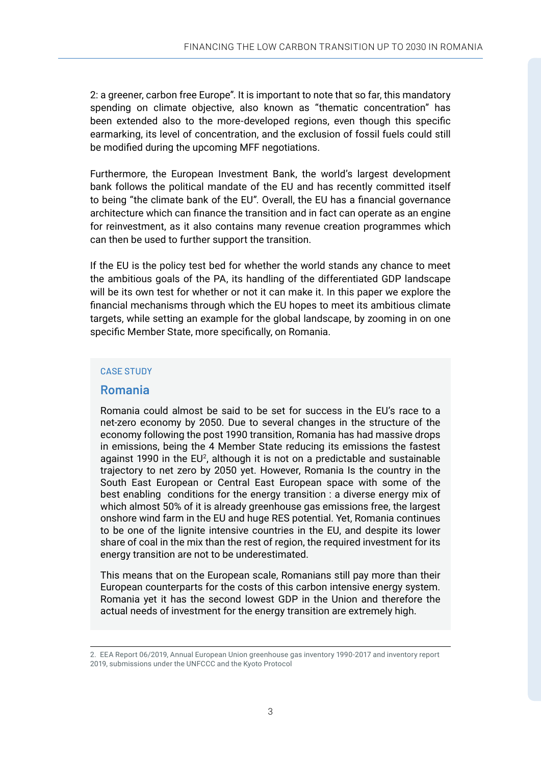2: a greener, carbon free Europe". It is important to note that so far, this mandatory spending on climate objective, also known as "thematic concentration" has been extended also to the more-developed regions, even though this specific earmarking, its level of concentration, and the exclusion of fossil fuels could still be modified during the upcoming MFF negotiations.

Furthermore, the European Investment Bank, the world's largest development bank follows the political mandate of the EU and has recently committed itself to being "the climate bank of the EU". Overall, the EU has a financial governance architecture which can finance the transition and in fact can operate as an engine for reinvestment, as it also contains many revenue creation programmes which can then be used to further support the transition.

If the EU is the policy test bed for whether the world stands any chance to meet the ambitious goals of the PA, its handling of the differentiated GDP landscape will be its own test for whether or not it can make it. In this paper we explore the financial mechanisms through which the EU hopes to meet its ambitious climate targets, while setting an example for the global landscape, by zooming in on one specific Member State, more specifically, on Romania.

CASE STUDY

### Romania

Romania could almost be said to be set for success in the EU's race to a net-zero economy by 2050. Due to several changes in the structure of the economy following the post 1990 transition, Romania has had massive drops in emissions, being the 4 Member State reducing its emissions the fastest against 1990 in the EU[2], although it is not on a predictable and sustainable trajectory to net zero by 2050 yet. However, Romania Is the country in the South East European or Central East European space with some of the best enabling conditions for the energy transition : a diverse energy mix of which almost 50% of it is already greenhouse gas emissions free, the largest onshore wind farm in the EU and huge RES potential. Yet, Romania continues to be one of the lignite intensive countries in the EU, and despite its lower share of coal in the mix than the rest of region, the required investment for its energy transition are not to be underestimated.

This means that on the European scale, Romanians still pay more than their European counterparts for the costs of this carbon intensive energy system. Romania yet it has the second lowest GDP in the Union and therefore the actual needs of investment for the energy transition are extremely high.

2. EEA Report 06/2019, Annual European Union greenhouse gas inventory 1990-2017 and inventory report 2019, submissions under the UNFCCC and the Kyoto Protocol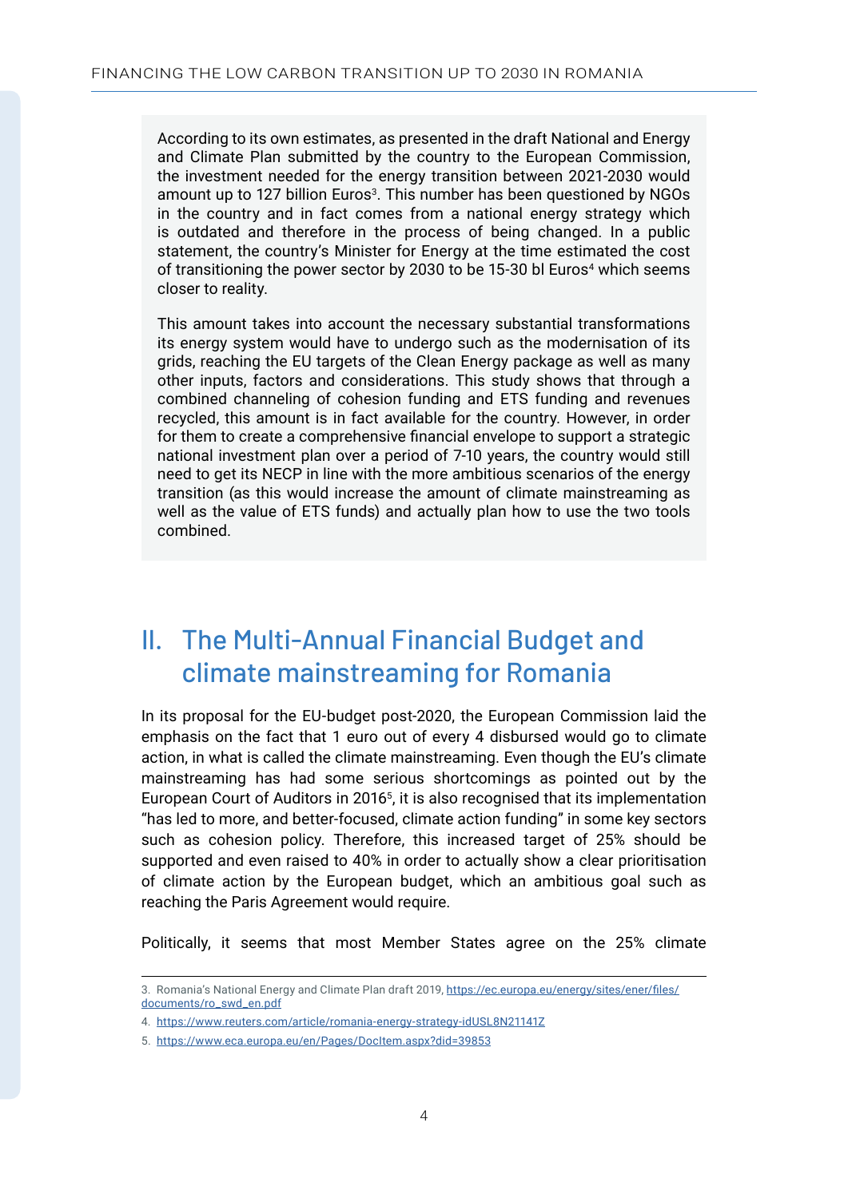According to its own estimates, as presented in the draft National and Energy and Climate Plan submitted by the country to the European Commission, the investment needed for the energy transition between 2021-2030 would amount up to 127 billion Euros[3]. This number has been questioned by NGOs in the country and in fact comes from a national energy strategy which is outdated and therefore in the process of being changed. In a public statement, the country's Minister for Energy at the time estimated the cost of transitioning the power sector by 2030 to be 15-30 bl Euros[4] which seems closer to reality.

This amount takes into account the necessary substantial transformations its energy system would have to undergo such as the modernisation of its grids, reaching the EU targets of the Clean Energy package as well as many other inputs, factors and considerations. This study shows that through a combined channeling of cohesion funding and ETS funding and revenues recycled, this amount is in fact available for the country. However, in order for them to create a comprehensive financial envelope to support a strategic national investment plan over a period of 7-10 years, the country would still need to get its NECP in line with the more ambitious scenarios of the energy transition (as this would increase the amount of climate mainstreaming as well as the value of ETS funds) and actually plan how to use the two tools combined.

## II. The Multi-Annual Financial Budget and climate mainstreaming for Romania

In its proposal for the EU-budget post-2020, the European Commission laid the emphasis on the fact that 1 euro out of every 4 disbursed would go to climate action, in what is called the climate mainstreaming. Even though the EU's climate mainstreaming has had some serious shortcomings as pointed out by the European Court of Auditors in 2016[5], it is also recognised that its implementation "has led to more, and better-focused, climate action funding" in some key sectors such as cohesion policy. Therefore, this increased target of 25% should be supported and even raised to 40% in order to actually show a clear prioritisation of climate action by the European budget, which an ambitious goal such as reaching the Paris Agreement would require.

Politically, it seems that most Member States agree on the 25% climate

3. Romania's National Energy and Climate Plan draft 2019, https://ec.europa.eu/energy/sites/ener/files/documents/ro_swd_en.pdf

4. https://www.reuters.com/article/romania-energy-strategy-idUSL8N21141Z

5. https://www.eca.europa.eu/en/Pages/DocItem.aspx?did=39853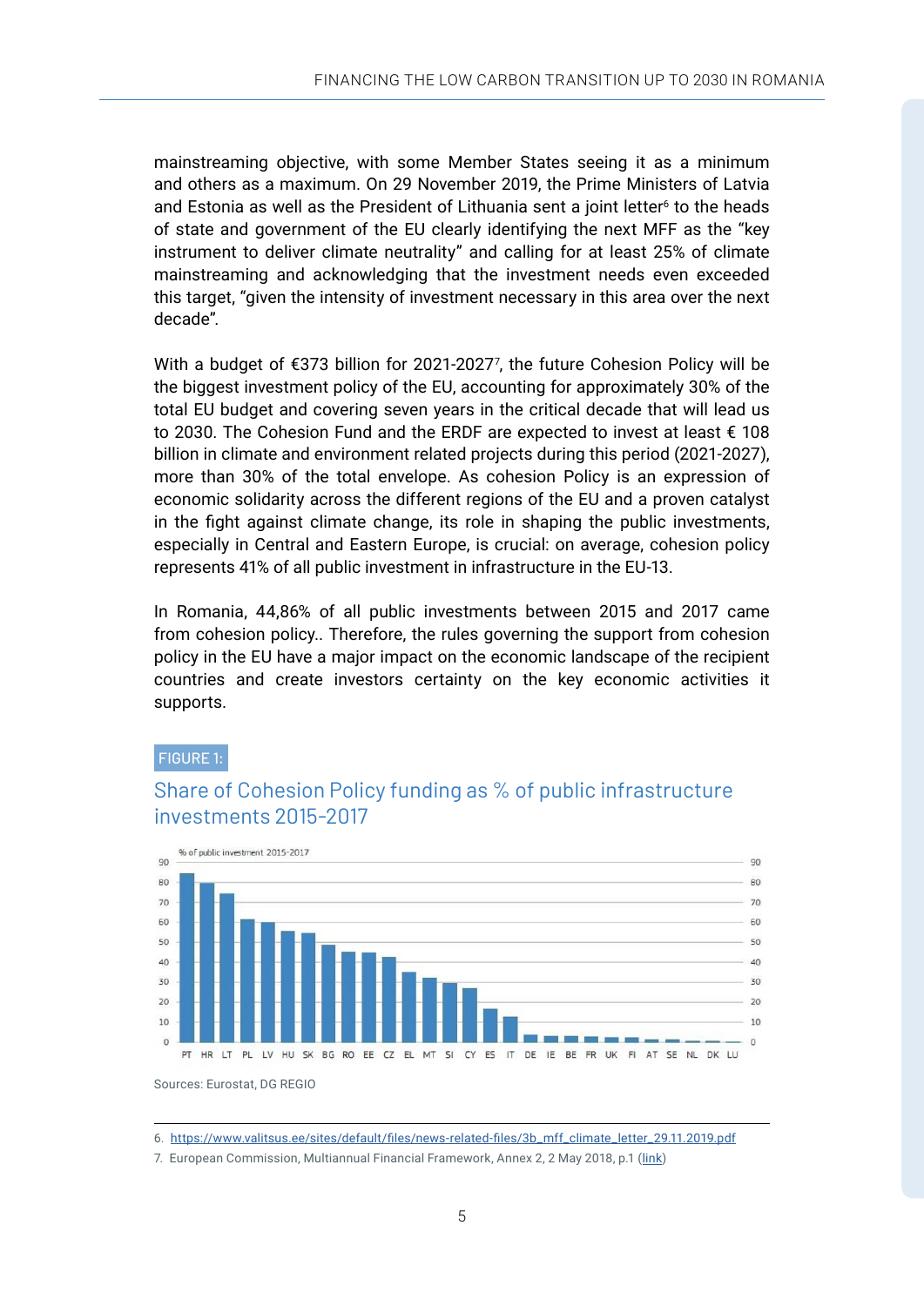mainstreaming objective, with some Member States seeing it as a minimum and others as a maximum. On 29 November 2019, the Prime Ministers of Latvia and Estonia as well as the President of Lithuania sent a joint letter[6] to the heads of state and government of the EU clearly identifying the next MFF as the "key instrument to deliver climate neutrality" and calling for at least 25% of climate mainstreaming and acknowledging that the investment needs even exceeded this target, "given the intensity of investment necessary in this area over the next decade".

With a budget of €373 billion for 2021-2027[7], the future Cohesion Policy will be the biggest investment policy of the EU, accounting for approximately 30% of the total EU budget and covering seven years in the critical decade that will lead us to 2030. The Cohesion Fund and the ERDF are expected to invest at least € 108 billion in climate and environment related projects during this period (2021-2027), more than 30% of the total envelope. As cohesion Policy is an expression of economic solidarity across the different regions of the EU and a proven catalyst in the fight against climate change, its role in shaping the public investments, especially in Central and Eastern Europe, is crucial: on average, cohesion policy represents 41% of all public investment in infrastructure in the EU-13.

In Romania, 44,86% of all public investments between 2015 and 2017 came from cohesion policy.. Therefore, the rules governing the support from cohesion policy in the EU have a major impact on the economic landscape of the recipient countries and create investors certainty on the key economic activities it supports.

FIGURE 1:

## Share of Cohesion Policy funding as % of public infrastructure investments 2015-2017

% of public investment 2015-2017

PT HR LT PL LV HU SK BG RO EE CZ EL MT SI CY ES IT DE IE BE FR UK FI AT SE NL DK LU

Sources: Eurostat, DG REGIO

6. https://www.valitsus.ee/sites/default/files/news-related-files/3b_mff_climate_letter_29.11.2019.pdf

7. European Commission, Multiannual Financial Framework, Annex 2, 2 May 2018, p.1 (link)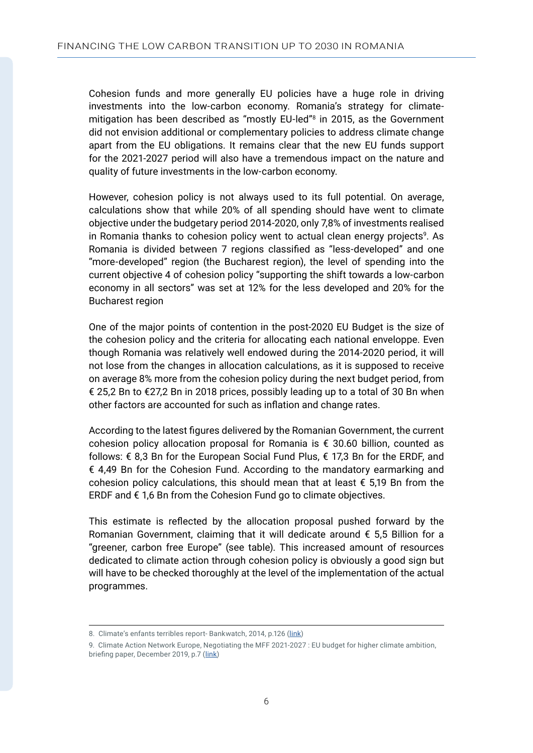Cohesion funds and more generally EU policies have a huge role in driving investments into the low-carbon economy. Romania's strategy for climate-mitigation has been described as "mostly EU-led"[8] in 2015, as the Government did not envision additional or complementary policies to address climate change apart from the EU obligations. It remains clear that the new EU funds support for the 2021-2027 period will also have a tremendous impact on the nature and quality of future investments in the low-carbon economy.

However, cohesion policy is not always used to its full potential. On average, calculations show that while 20% of all spending should have went to climate objective under the budgetary period 2014-2020, only 7,8% of investments realised in Romania thanks to cohesion policy went to actual clean energy projects[9]. As Romania is divided between 7 regions classified as "less-developed" and one "more-developed" region (the Bucharest region), the level of spending into the current objective 4 of cohesion policy "supporting the shift towards a low-carbon economy in all sectors" was set at 12% for the less developed and 20% for the Bucharest region

One of the major points of contention in the post-2020 EU Budget is the size of the cohesion policy and the criteria for allocating each national enveloppe. Even though Romania was relatively well endowed during the 2014-2020 period, it will not lose from the changes in allocation calculations, as it is supposed to receive on average 8% more from the cohesion policy during the next budget period, from € 25,2 Bn to €27,2 Bn in 2018 prices, possibly leading up to a total of 30 Bn when other factors are accounted for such as inflation and change rates.

According to the latest figures delivered by the Romanian Government, the current cohesion policy allocation proposal for Romania is € 30.60 billion, counted as follows: € 8,3 Bn for the European Social Fund Plus, € 17,3 Bn for the ERDF, and € 4,49 Bn for the Cohesion Fund. According to the mandatory earmarking and cohesion policy calculations, this should mean that at least € 5,19 Bn from the ERDF and € 1,6 Bn from the Cohesion Fund go to climate objectives.

This estimate is reflected by the allocation proposal pushed forward by the Romanian Government, claiming that it will dedicate around € 5,5 Billion for a "greener, carbon free Europe" (see table). This increased amount of resources dedicated to climate action through cohesion policy is obviously a good sign but will have to be checked thoroughly at the level of the implementation of the actual programmes.

---

8. Climate's enfants terribles report- Bankwatch, 2014, p.126 (link)

9. Climate Action Network Europe, Negotiating the MFF 2021-2027 : EU budget for higher climate ambition, briefing paper, December 2019, p.7 (link)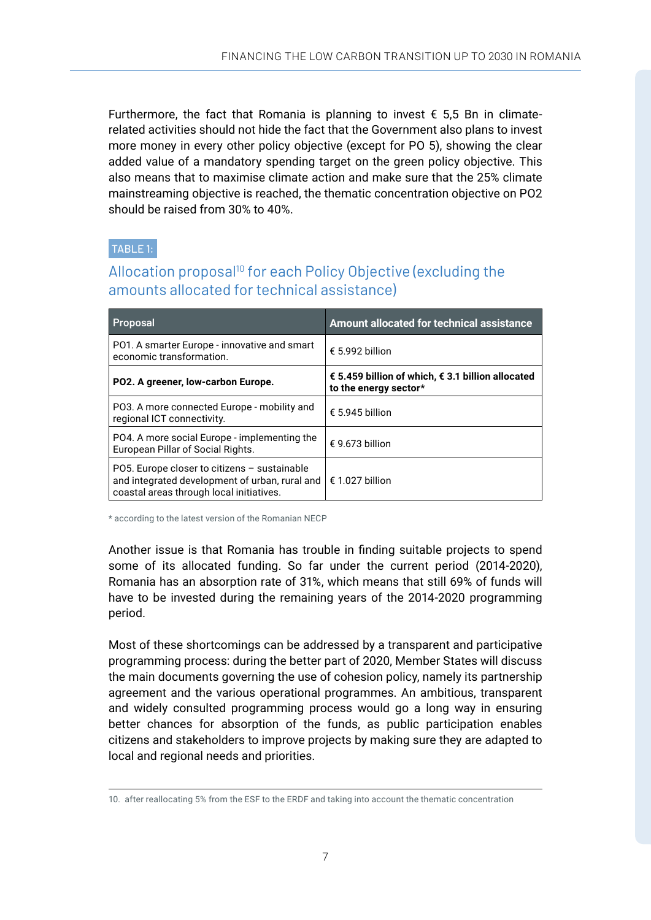Furthermore, the fact that Romania is planning to invest € 5,5 Bn in climate-related activities should not hide the fact that the Government also plans to invest more money in every other policy objective (except for PO 5), showing the clear added value of a mandatory spending target on the green policy objective. This also means that to maximise climate action and make sure that the 25% climate mainstreaming objective is reached, the thematic concentration objective on PO2 should be raised from 30% to 40%.

TABLE 1:

## Allocation proposal[10] for each Policy Objective (excluding the amounts allocated for technical assistance)

| Proposal | Amount allocated for technical assistance |
|---|---|
| PO1. A smarter Europe - innovative and smart economic transformation. | € 5.992 billion |
| **PO2. A greener, low-carbon Europe.** | **€ 5.459 billion of which, € 3.1 billion allocated to the energy sector*** |
| PO3. A more connected Europe - mobility and regional ICT connectivity. | € 5.945 billion |
| PO4. A more social Europe - implementing the European Pillar of Social Rights. | € 9.673 billion |
| PO5. Europe closer to citizens – sustainable and integrated development of urban, rural and coastal areas through local initiatives. | € 1.027 billion |

* according to the latest version of the Romanian NECP

Another issue is that Romania has trouble in finding suitable projects to spend some of its allocated funding. So far under the current period (2014-2020), Romania has an absorption rate of 31%, which means that still 69% of funds will have to be invested during the remaining years of the 2014-2020 programming period.

Most of these shortcomings can be addressed by a transparent and participative programming process: during the better part of 2020, Member States will discuss the main documents governing the use of cohesion policy, namely its partnership agreement and the various operational programmes. An ambitious, transparent and widely consulted programming process would go a long way in ensuring better chances for absorption of the funds, as public participation enables citizens and stakeholders to improve projects by making sure they are adapted to local and regional needs and priorities.

10. after reallocating 5% from the ESF to the ERDF and taking into account the thematic concentration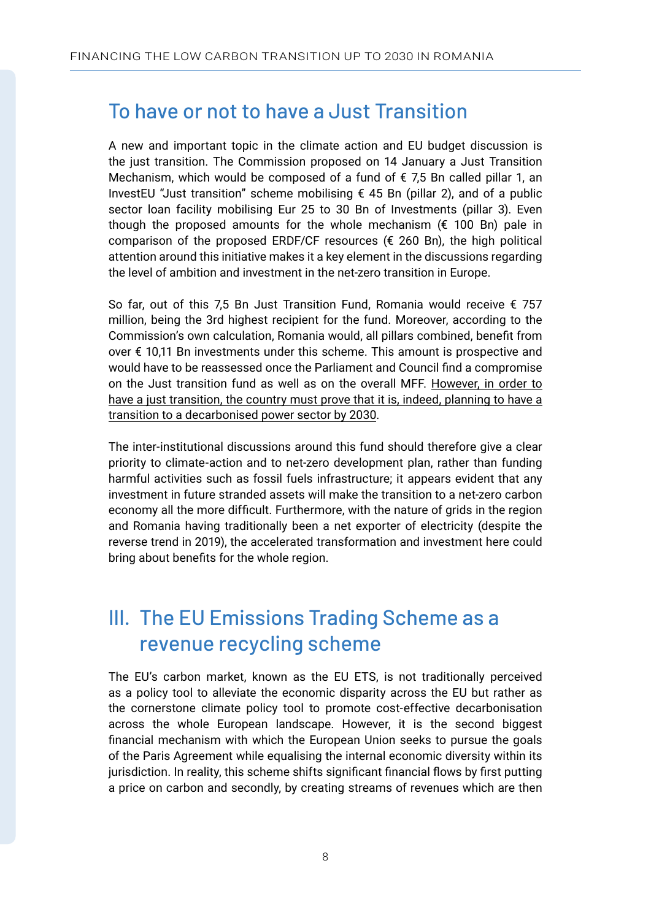## To have or not to have a Just Transition

A new and important topic in the climate action and EU budget discussion is the just transition. The Commission proposed on 14 January a Just Transition Mechanism, which would be composed of a fund of € 7,5 Bn called pillar 1, an InvestEU "Just transition" scheme mobilising € 45 Bn (pillar 2), and of a public sector loan facility mobilising Eur 25 to 30 Bn of Investments (pillar 3). Even though the proposed amounts for the whole mechanism (€ 100 Bn) pale in comparison of the proposed ERDF/CF resources (€ 260 Bn), the high political attention around this initiative makes it a key element in the discussions regarding the level of ambition and investment in the net-zero transition in Europe.

So far, out of this 7,5 Bn Just Transition Fund, Romania would receive € 757 million, being the 3rd highest recipient for the fund. Moreover, according to the Commission's own calculation, Romania would, all pillars combined, benefit from over € 10,11 Bn investments under this scheme. This amount is prospective and would have to be reassessed once the Parliament and Council find a compromise on the Just transition fund as well as on the overall MFF. <u>However, in order to have a just transition, the country must prove that it is, indeed, planning to have a transition to a decarbonised power sector by 2030</u>.

The inter-institutional discussions around this fund should therefore give a clear priority to climate-action and to net-zero development plan, rather than funding harmful activities such as fossil fuels infrastructure; it appears evident that any investment in future stranded assets will make the transition to a net-zero carbon economy all the more difficult. Furthermore, with the nature of grids in the region and Romania having traditionally been a net exporter of electricity (despite the reverse trend in 2019), the accelerated transformation and investment here could bring about benefits for the whole region.

# III. The EU Emissions Trading Scheme as a revenue recycling scheme

The EU's carbon market, known as the EU ETS, is not traditionally perceived as a policy tool to alleviate the economic disparity across the EU but rather as the cornerstone climate policy tool to promote cost-effective decarbonisation across the whole European landscape. However, it is the second biggest financial mechanism with which the European Union seeks to pursue the goals of the Paris Agreement while equalising the internal economic diversity within its jurisdiction. In reality, this scheme shifts significant financial flows by first putting a price on carbon and secondly, by creating streams of revenues which are then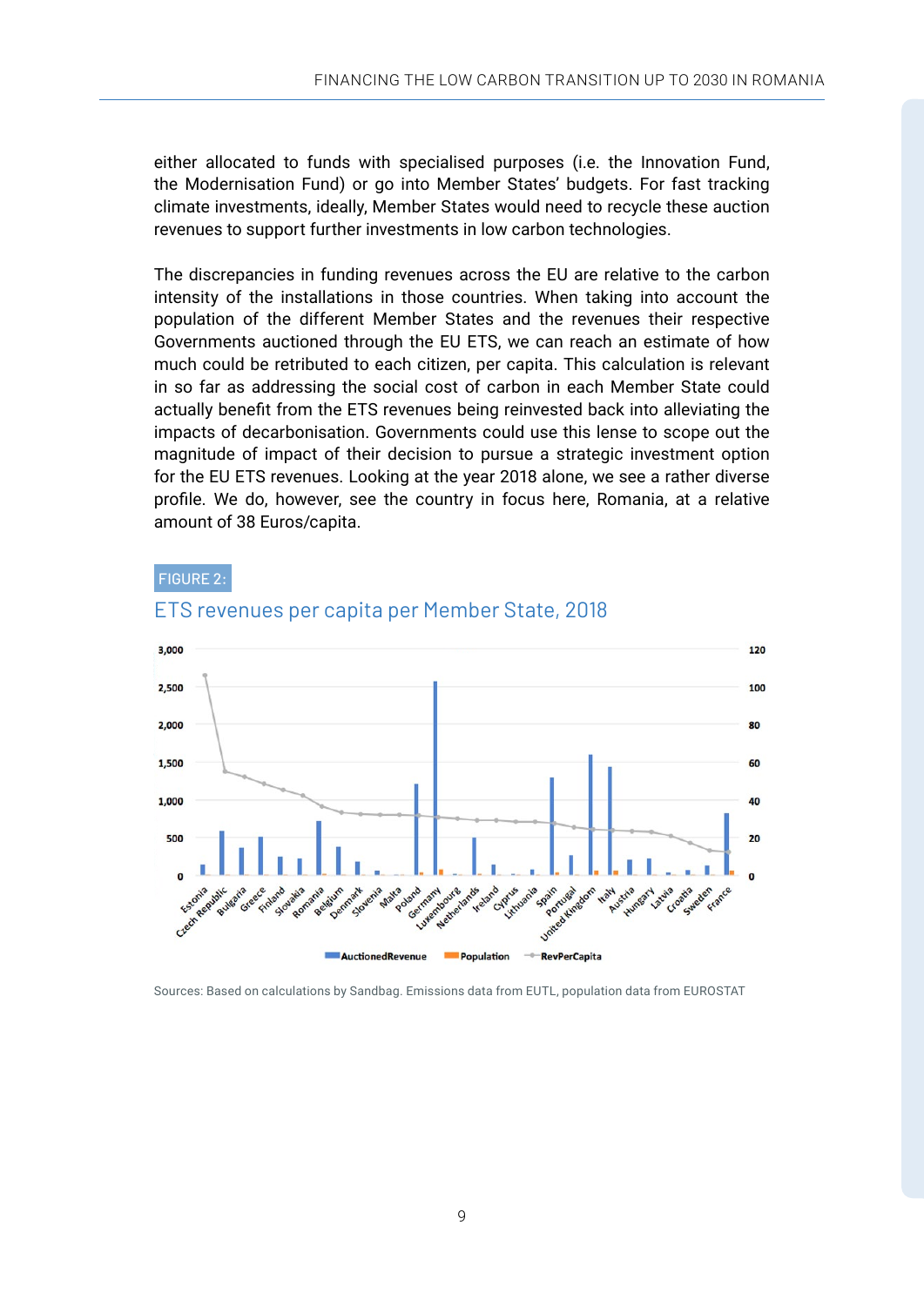either allocated to funds with specialised purposes (i.e. the Innovation Fund, the Modernisation Fund) or go into Member States' budgets. For fast tracking climate investments, ideally, Member States would need to recycle these auction revenues to support further investments in low carbon technologies.

The discrepancies in funding revenues across the EU are relative to the carbon intensity of the installations in those countries. When taking into account the population of the different Member States and the revenues their respective Governments auctioned through the EU ETS, we can reach an estimate of how much could be retributed to each citizen, per capita. This calculation is relevant in so far as addressing the social cost of carbon in each Member State could actually benefit from the ETS revenues being reinvested back into alleviating the impacts of decarbonisation. Governments could use this lense to scope out the magnitude of impact of their decision to pursue a strategic investment option for the EU ETS revenues. Looking at the year 2018 alone, we see a rather diverse profile. We do, however, see the country in focus here, Romania, at a relative amount of 38 Euros/capita.

FIGURE 2:

ETS revenues per capita per Member State, 2018

Sources: Based on calculations by Sandbag. Emissions data from EUTL, population data from EUROSTAT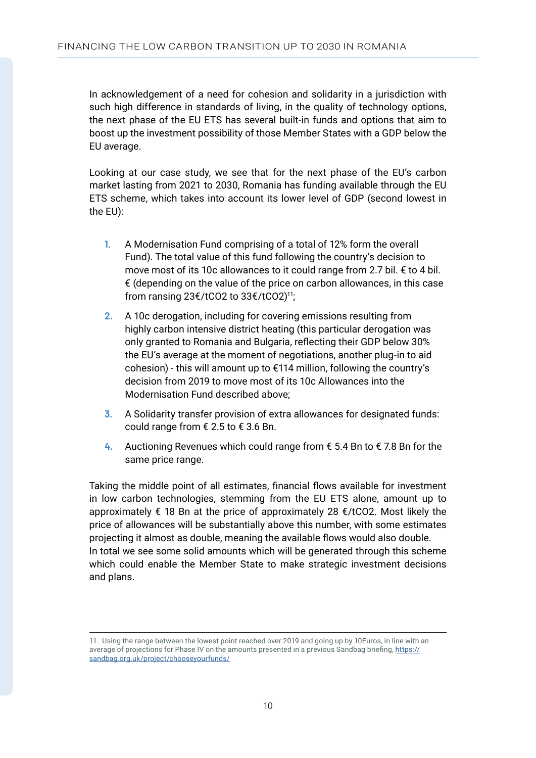In acknowledgement of a need for cohesion and solidarity in a jurisdiction with such high difference in standards of living, in the quality of technology options, the next phase of the EU ETS has several built-in funds and options that aim to boost up the investment possibility of those Member States with a GDP below the EU average.

Looking at our case study, we see that for the next phase of the EU's carbon market lasting from 2021 to 2030, Romania has funding available through the EU ETS scheme, which takes into account its lower level of GDP (second lowest in the EU):

1. A Modernisation Fund comprising of a total of 12% form the overall Fund). The total value of this fund following the country's decision to move most of its 10c allowances to it could range from 2.7 bil. € to 4 bil. € (depending on the value of the price on carbon allowances, in this case from ransing 23€/tCO2 to 33€/tCO2)[11];
2. A 10c derogation, including for covering emissions resulting from highly carbon intensive district heating (this particular derogation was only granted to Romania and Bulgaria, reflecting their GDP below 30% the EU's average at the moment of negotiations, another plug-in to aid cohesion) - this will amount up to €114 million, following the country's decision from 2019 to move most of its 10c Allowances into the Modernisation Fund described above;
3. A Solidarity transfer provision of extra allowances for designated funds: could range from € 2.5 to € 3.6 Bn.
4. Auctioning Revenues which could range from € 5.4 Bn to € 7.8 Bn for the same price range.

Taking the middle point of all estimates, financial flows available for investment in low carbon technologies, stemming from the EU ETS alone, amount up to approximately € 18 Bn at the price of approximately 28 €/tCO2. Most likely the price of allowances will be substantially above this number, with some estimates projecting it almost as double, meaning the available flows would also double.
In total we see some solid amounts which will be generated through this scheme which could enable the Member State to make strategic investment decisions and plans.

---

11. Using the range between the lowest point reached over 2019 and going up by 10Euros, in line with an average of projections for Phase IV on the amounts presented in a previous Sandbag briefing, https://sandbag.org.uk/project/chooseyourfunds/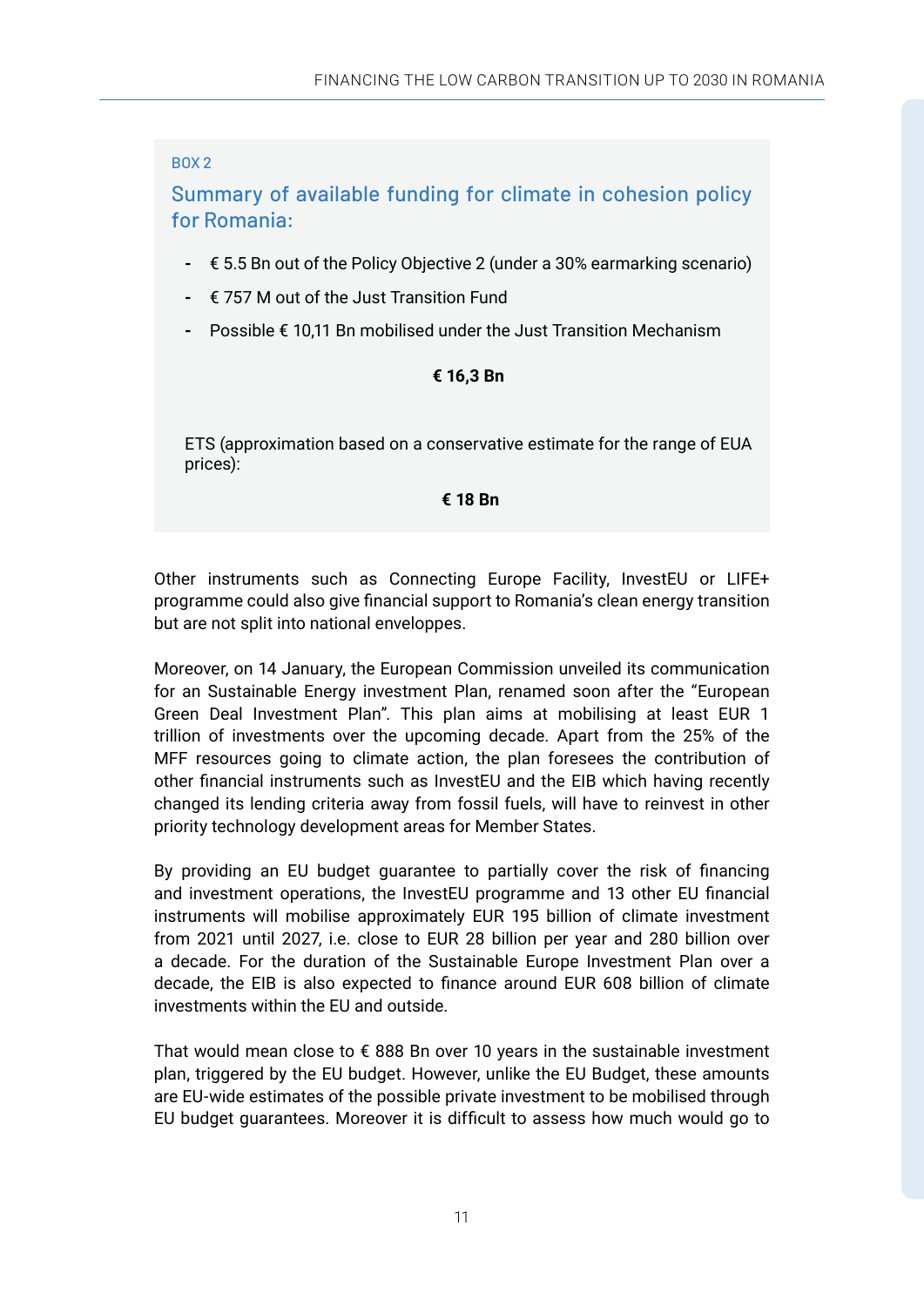BOX 2

### Summary of available funding for climate in cohesion policy for Romania:

- € 5.5 Bn out of the Policy Objective 2 (under a 30% earmarking scenario)
- € 757 M out of the Just Transition Fund
- Possible € 10,11 Bn mobilised under the Just Transition Mechanism

**€ 16,3 Bn**

ETS (approximation based on a conservative estimate for the range of EUA prices):

**€ 18 Bn**

Other instruments such as Connecting Europe Facility, InvestEU or LIFE+ programme could also give financial support to Romania's clean energy transition but are not split into national enveloppes.

Moreover, on 14 January, the European Commission unveiled its communication for an Sustainable Energy investment Plan, renamed soon after the "European Green Deal Investment Plan". This plan aims at mobilising at least EUR 1 trillion of investments over the upcoming decade. Apart from the 25% of the MFF resources going to climate action, the plan foresees the contribution of other financial instruments such as InvestEU and the EIB which having recently changed its lending criteria away from fossil fuels, will have to reinvest in other priority technology development areas for Member States.

By providing an EU budget guarantee to partially cover the risk of financing and investment operations, the InvestEU programme and 13 other EU financial instruments will mobilise approximately EUR 195 billion of climate investment from 2021 until 2027, i.e. close to EUR 28 billion per year and 280 billion over a decade. For the duration of the Sustainable Europe Investment Plan over a decade, the EIB is also expected to finance around EUR 608 billion of climate investments within the EU and outside.

That would mean close to € 888 Bn over 10 years in the sustainable investment plan, triggered by the EU budget. However, unlike the EU Budget, these amounts are EU-wide estimates of the possible private investment to be mobilised through EU budget guarantees. Moreover it is difficult to assess how much would go to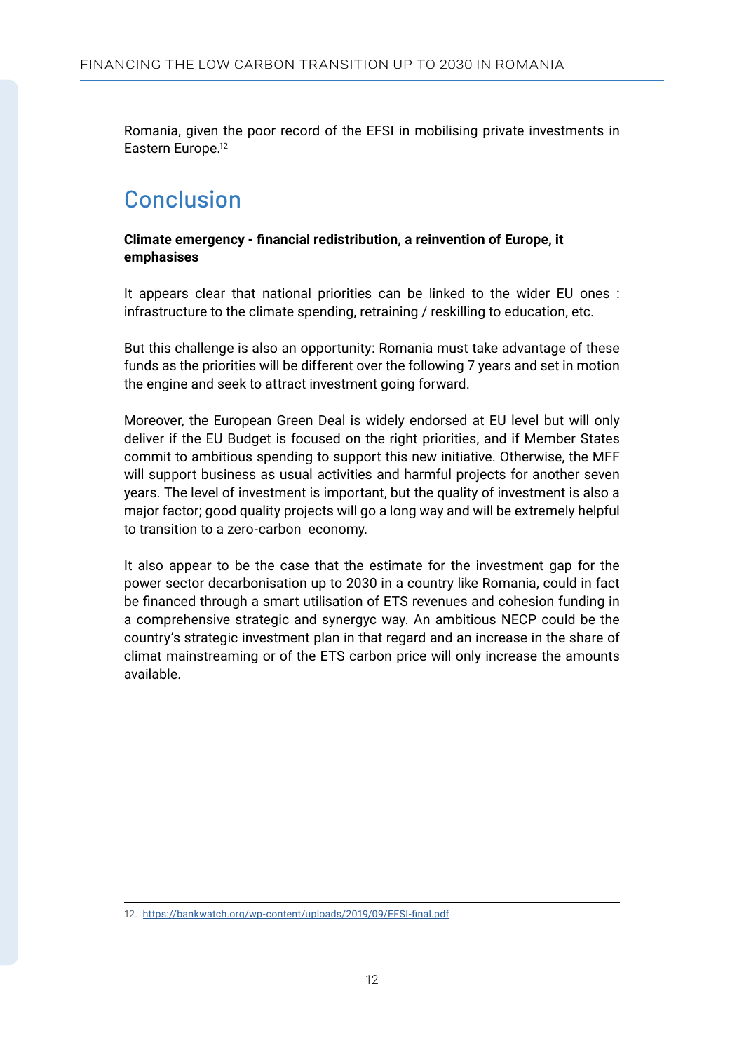Romania, given the poor record of the EFSI in mobilising private investments in Eastern Europe.[12]

## Conclusion

**Climate emergency - financial redistribution, a reinvention of Europe, it emphasises**

It appears clear that national priorities can be linked to the wider EU ones : infrastructure to the climate spending, retraining / reskilling to education, etc.

But this challenge is also an opportunity: Romania must take advantage of these funds as the priorities will be different over the following 7 years and set in motion the engine and seek to attract investment going forward.

Moreover, the European Green Deal is widely endorsed at EU level but will only deliver if the EU Budget is focused on the right priorities, and if Member States commit to ambitious spending to support this new initiative. Otherwise, the MFF will support business as usual activities and harmful projects for another seven years. The level of investment is important, but the quality of investment is also a major factor; good quality projects will go a long way and will be extremely helpful to transition to a zero-carbon economy.

It also appear to be the case that the estimate for the investment gap for the power sector decarbonisation up to 2030 in a country like Romania, could in fact be financed through a smart utilisation of ETS revenues and cohesion funding in a comprehensive strategic and synergyc way. An ambitious NECP could be the country's strategic investment plan in that regard and an increase in the share of climat mainstreaming or of the ETS carbon price will only increase the amounts available.

---

12. https://bankwatch.org/wp-content/uploads/2019/09/EFSI-final.pdf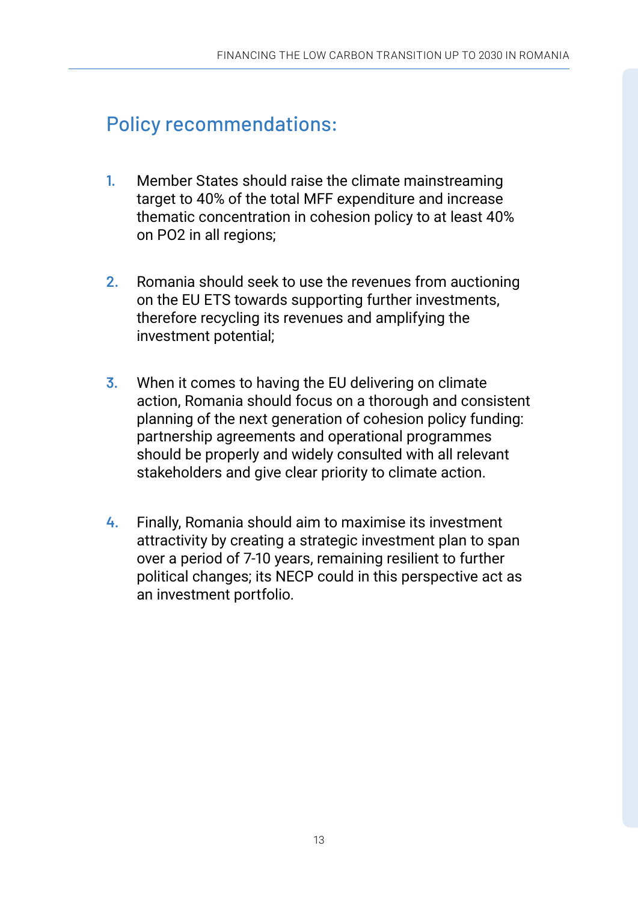## Policy recommendations:

1. Member States should raise the climate mainstreaming target to 40% of the total MFF expenditure and increase thematic concentration in cohesion policy to at least 40% on PO2 in all regions;

2. Romania should seek to use the revenues from auctioning on the EU ETS towards supporting further investments, therefore recycling its revenues and amplifying the investment potential;

3. When it comes to having the EU delivering on climate action, Romania should focus on a thorough and consistent planning of the next generation of cohesion policy funding: partnership agreements and operational programmes should be properly and widely consulted with all relevant stakeholders and give clear priority to climate action.

4. Finally, Romania should aim to maximise its investment attractivity by creating a strategic investment plan to span over a period of 7-10 years, remaining resilient to further political changes; its NECP could in this perspective act as an investment portfolio.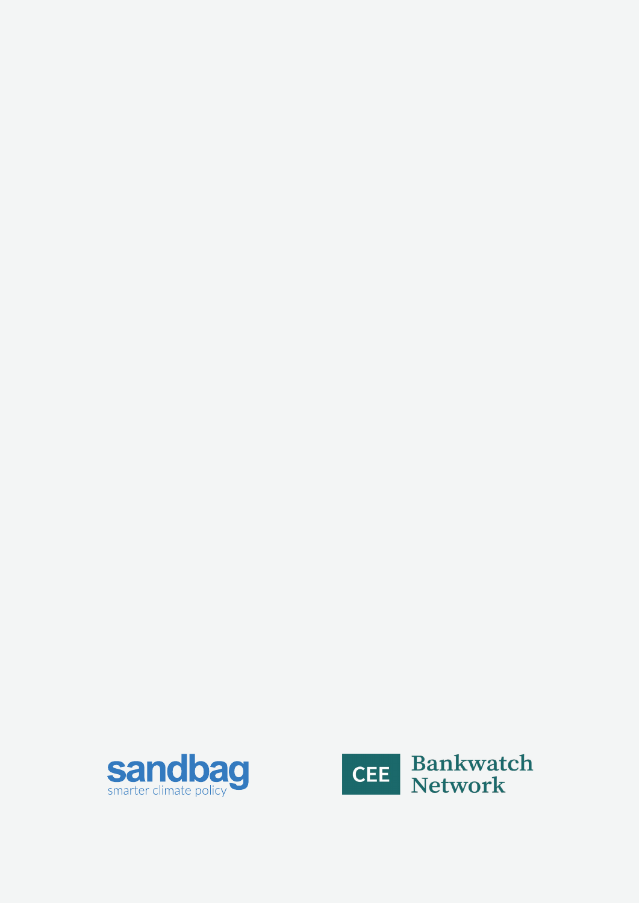sandbag
smarter climate policy

CEE Bankwatch Network